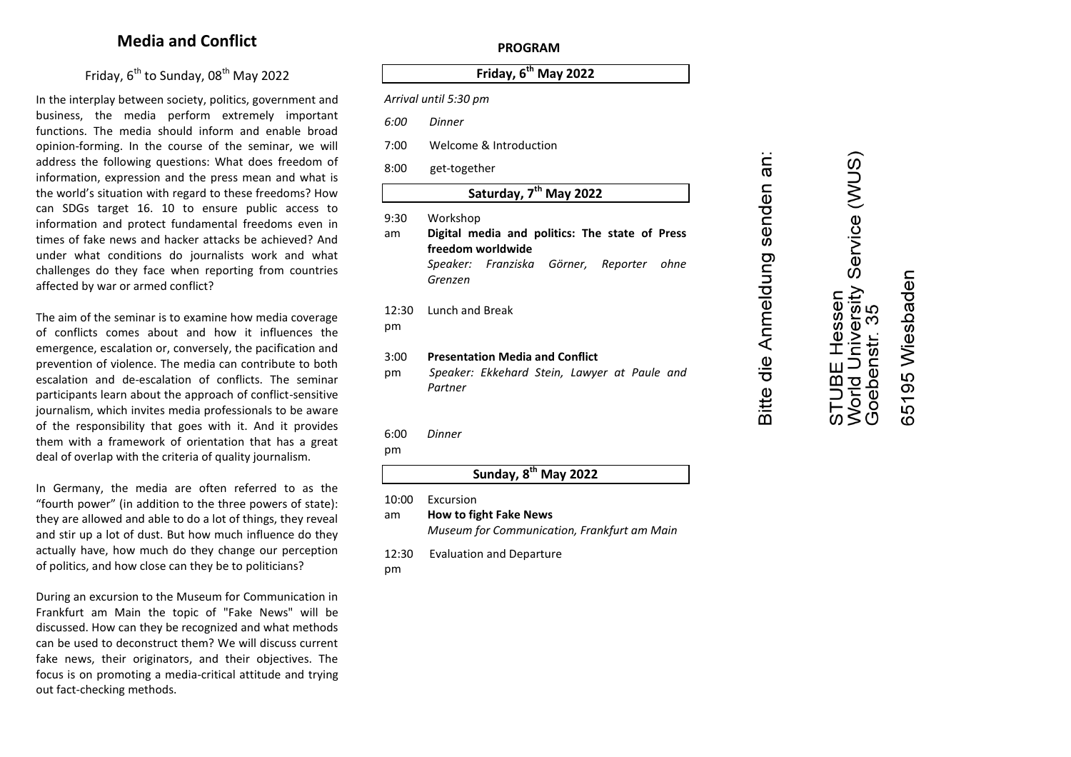# Media and Conflict

Friday, 6th to Sunday, 08th May 2022

In the interplay between society, politics, government and business, the media perform extremely important functions. The media should inform and enable broad opinion-forming. In the course of the seminar, we will address the following questions: What does freedom of information, expression and the press mean and what is the world's situation with regard to these freedoms? How can SDGs target 16. 10 to ensure public access to information and protect fundamental freedoms even in times of fake news and hacker attacks be achieved? And under what conditions do journalists work and what challenges do they face when reporting from countries affected by war or armed conflict?

The aim of the seminar is to examine how media coverage of conflicts comes about and how it influences the emergence, escalation or, conversely, the pacification and prevention of violence. The media can contribute to both escalation and de-escalation of conflicts. The seminar participants learn about the approach of conflict-sensitive journalism, which invites media professionals to be aware of the responsibility that goes with it. And it provides them with a framework of orientation that has a great deal of overlap with the criteria of quality journalism.

In Germany, the media are often referred to as the "fourth power" (in addition to the three powers of state): they are allowed and able to do a lot of things, they reveal and stir up a lot of dust. But how much influence do they actually have, how much do they change our perception of politics, and how close can they be to politicians?

During an excursion to the Museum for Communication in Frankfurt am Main the topic of "Fake News" will be discussed. How can they be recognized and what methods can be used to deconstruct them? We will discuss current fake news, their originators, and their objectives. The focus is on promoting a media-critical attitude and trying out fact-checking methods.

## PROGRAM

### Friday, 6th May 2022

*Arrival until 5:30 pm*

*6:00* *Dinner*

7:00 Welcome & Introduction

8:00 get-together

### Saturday, 7th May 2022

9:30 am Workshop
**Digital media and politics: The state of Press freedom worldwide**
*Speaker: Franziska Görner, Reporter ohne Grenzen*

12:30 pm Lunch and Break

3:00 pm **Presentation Media and Conflict**
*Speaker: Ekkehard Stein, Lawyer at Paule and Partner*

6:00 pm *Dinner*

### Sunday, 8th May 2022

10:00 am Excursion
**How to fight Fake News**
*Museum for Communication, Frankfurt am Main*

12:30 pm Evaluation and Departure

Bitte die Anmeldung senden an:

STUBE Hessen
World University Service (WUS)
Goebenstr. 35

65195 Wiesbaden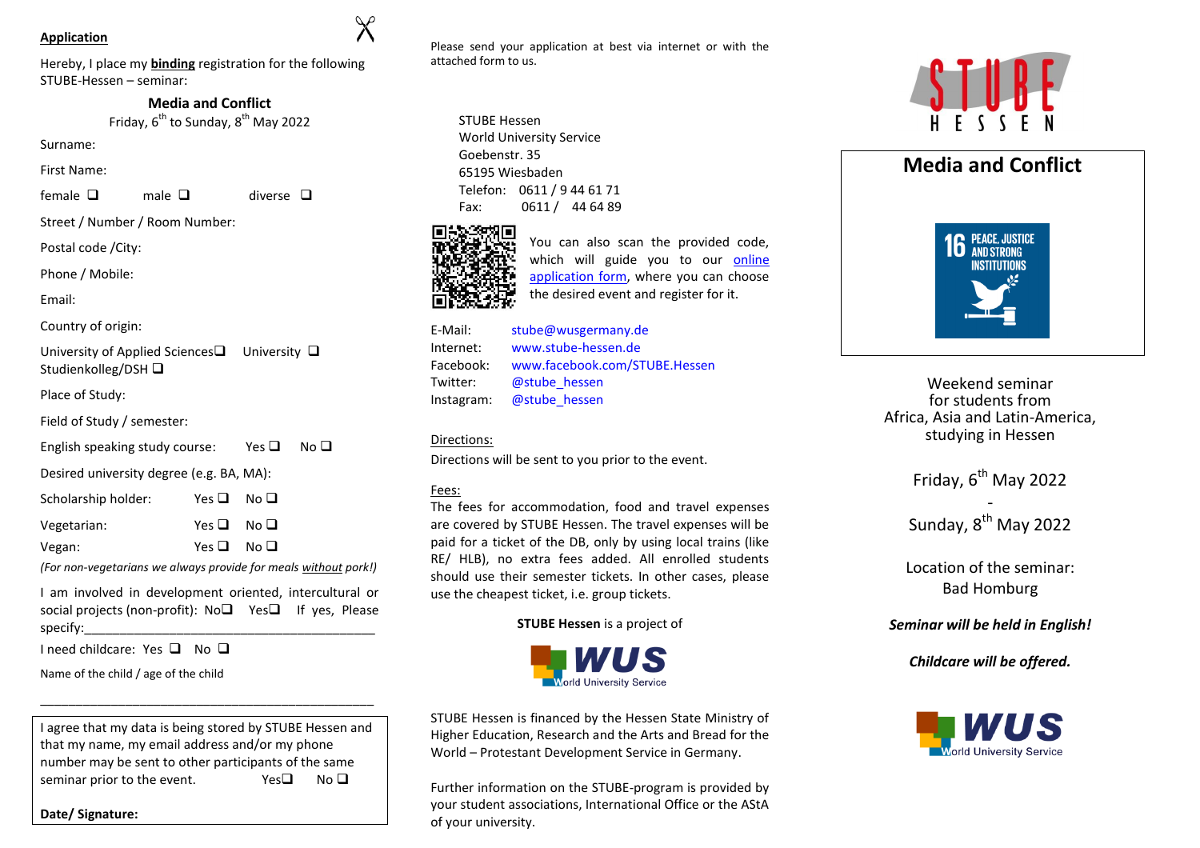## Application

Hereby, I place my **binding** registration for the following STUBE-Hessen – seminar:

**Media and Conflict**
Friday, 6th to Sunday, 8th May 2022

Surname:

First Name:

female ❑ male ❑ diverse ❑

Street / Number / Room Number:

Postal code /City:

Phone / Mobile:

Email:

Country of origin:

University of Applied Sciences❑ University ❑ Studienkolleg/DSH ❑

Place of Study:

Field of Study / semester:

English speaking study course: Yes ❑ No ❑

Desired university degree (e.g. BA, MA):

Scholarship holder: Yes ❑ No ❑

Vegetarian: Yes ❑ No ❑

Vegan: Yes ❑ No ❑

*(For non-vegetarians we always provide for meals without pork!)*

I am involved in development oriented, intercultural or social projects (non-profit): No❑ Yes❑ If yes, Please specify:___________________________________________

I need childcare: Yes ❑ No ❑

Name of the child / age of the child

_______________________________________________

I agree that my data is being stored by STUBE Hessen and that my name, my email address and/or my phone number may be sent to other participants of the same seminar prior to the event. Yes❑ No ❑

**Date/ Signature:**

Please send your application at best via internet or with the attached form to us.

STUBE Hessen
World University Service
Goebenstr. 35
65195 Wiesbaden
Telefon: 0611 / 9 44 61 71
Fax: 0611 / 44 64 89

You can also scan the provided code, which will guide you to our online application form, where you can choose the desired event and register for it.

E-Mail: stube@wusgermany.de
Internet: www.stube-hessen.de
Facebook: www.facebook.com/STUBE.Hessen
Twitter: @stube_hessen
Instagram: @stube_hessen

Directions:

Directions will be sent to you prior to the event.

Fees:

The fees for accommodation, food and travel expenses are covered by STUBE Hessen. The travel expenses will be paid for a ticket of the DB, only by using local trains (like RE/ HLB), no extra fees added. All enrolled students should use their semester tickets. In other cases, please use the cheapest ticket, i.e. group tickets.

**STUBE Hessen** is a project of

WUS World University Service

STUBE Hessen is financed by the Hessen State Ministry of Higher Education, Research and the Arts and Bread for the World – Protestant Development Service in Germany.

Further information on the STUBE-program is provided by your student associations, International Office or the AStA of your university.

STUBE HESSEN

# Media and Conflict

16 PEACE, JUSTICE AND STRONG INSTITUTIONS

Weekend seminar
for students from
Africa, Asia and Latin-America,
studying in Hessen

Friday, 6th May 2022
-
Sunday, 8th May 2022

Location of the seminar:
Bad Homburg

***Seminar will be held in English!***

***Childcare will be offered.***

WUS World University Service